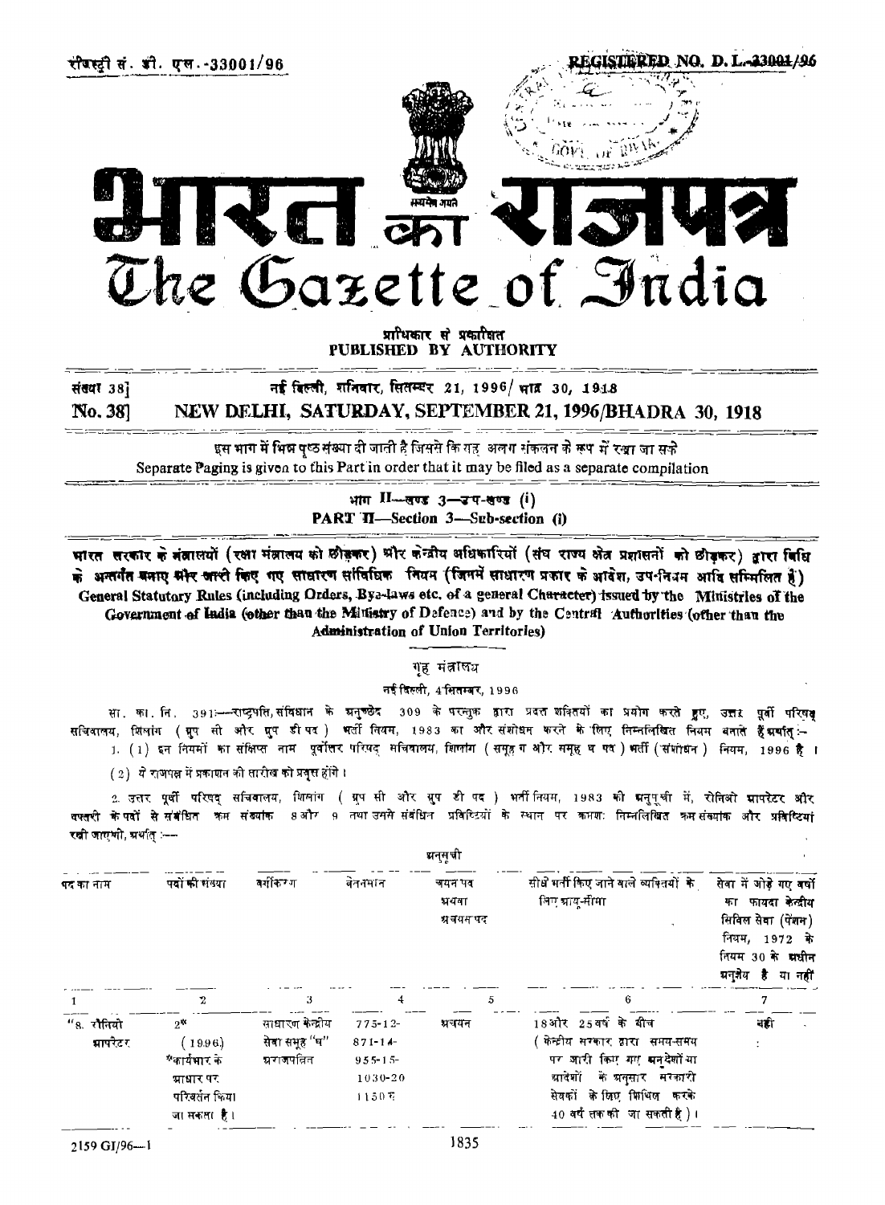रजिस्ट्री सं. डी. एल.-33001/96 REGISTERED NO. D. L.-33001/96

# भारत का राजपत्र
# The Gazette of India

प्राधिकार से प्रकाशित
PUBLISHED BY AUTHORITY

सं. 38] नई दिल्ली, शनिवार, सितम्बर 21, 1996/भाद्र 30, 1918

No. 38] NEW DELHI, SATURDAY, SEPTEMBER 21, 1996/BHADRA 30, 1918

इस भाग में भिन्न पृष्ठ संख्या दी जाती है जिससे कि यह अलग संकलन के रूप में रखा जा सके
Separate Paging is given to this Part in order that it may be filed as a separate compilation

भाग II—खण्ड 3—उप-खण्ड (i)
PART II—Section 3—Sub-section (i)

भारत सरकार के मंत्रालयों (रक्षा मंत्रालय को छोड़कर) और केन्द्रीय अधिकारियों (संघ राज्य क्षेत्र प्रशासनों को छोड़कर) द्वारा विधि के अन्तर्गत बनाए और जारी किए गए साधारण सांविधिक नियम (जिनमें साधारण प्रकार के आदेश, उप-नियम आदि सम्मिलित हैं)
General Statutory Rules (including Orders, Bye-laws etc. of a general Character) issued by the Ministries of the Government of India (other than the Ministry of Defence) and by the Central Authorities (other than the Administration of Union Territories)

गृह मंत्रालय

नई दिल्ली, 4 सितम्बर, 1996

सा. का. नि. 391:—राष्ट्रपति, संविधान के अनुच्छेद 309 के परन्तुक द्वारा प्रदत्त शक्तियों का प्रयोग करते हुए, उत्तर पूर्वी परिषद् सचिवालय, शिलांग (ग्रुप सी और ग्रुप डी पद) भर्ती नियम, 1983 का और संशोधन करने के लिए निम्नलिखित नियम बनाते हैं अर्थात् :-

1. (1) इन नियमों का संक्षिप्त नाम पूर्वोत्तर परिषद् सचिवालय, शिलांग (समूह ग और समूह घ पद) भर्ती (संशोधन) नियम, 1996 है।

(2) ये राजपत्र में प्रकाशन की तारीख को प्रवृत्त होंगे।

2. उत्तर पूर्वी परिषद् सचिवालय, शिलांग (ग्रुप सी और ग्रुप डी पद) भर्ती नियम, 1983 की अनुसूची में, रोनिओ आपरेटर और दफ्तरी के पदों से संबंधित क्रम संख्यांक 8 और 9 तथा उनसे संबंधित प्रविष्टियों के स्थान पर क्रमशः निम्नलिखित क्रम संख्यांक और प्रविष्टियां रखी जाएंगी, अर्थात् :—

अनुसूची

| पद का नाम | पदों की संख्या | वर्गीकरण | वेतनमान | चयन पद अथवा अचयन पद | सीधे भर्ती किए जाने वाले व्यक्तियों के लिए आयु-सीमा | सेवा में जोड़े गए वर्षों का फायदा केन्द्रीय सिविल सेवा (पेंशन) नियम, 1972 के नियम 30 के अधीन अनुज्ञेय है या नहीं |
|---|---|---|---|---|---|---|
| 1 | 2 | 3 | 4 | 5 | 6 | 7 |
| "8. रोनियो आपरेटर | 2* (1996) *कार्यभार के आधार पर परिवर्तन किया जा सकता है। | साधारण केन्द्रीय सेवा समूह "घ" अराजपत्रित | 775-12-871-14-955-15-1030-20-1150 रु | अचयन | 18 और 25 वर्ष के बीच (केन्द्रीय सरकार द्वारा समय-समय पर जारी किए गए अनुदेशों या आदेशों के अनुसार सरकारी सेवकों के लिए शिथिल करके 40 वर्ष तक की जा सकती है)। | नहीं |

2159 GI/96—1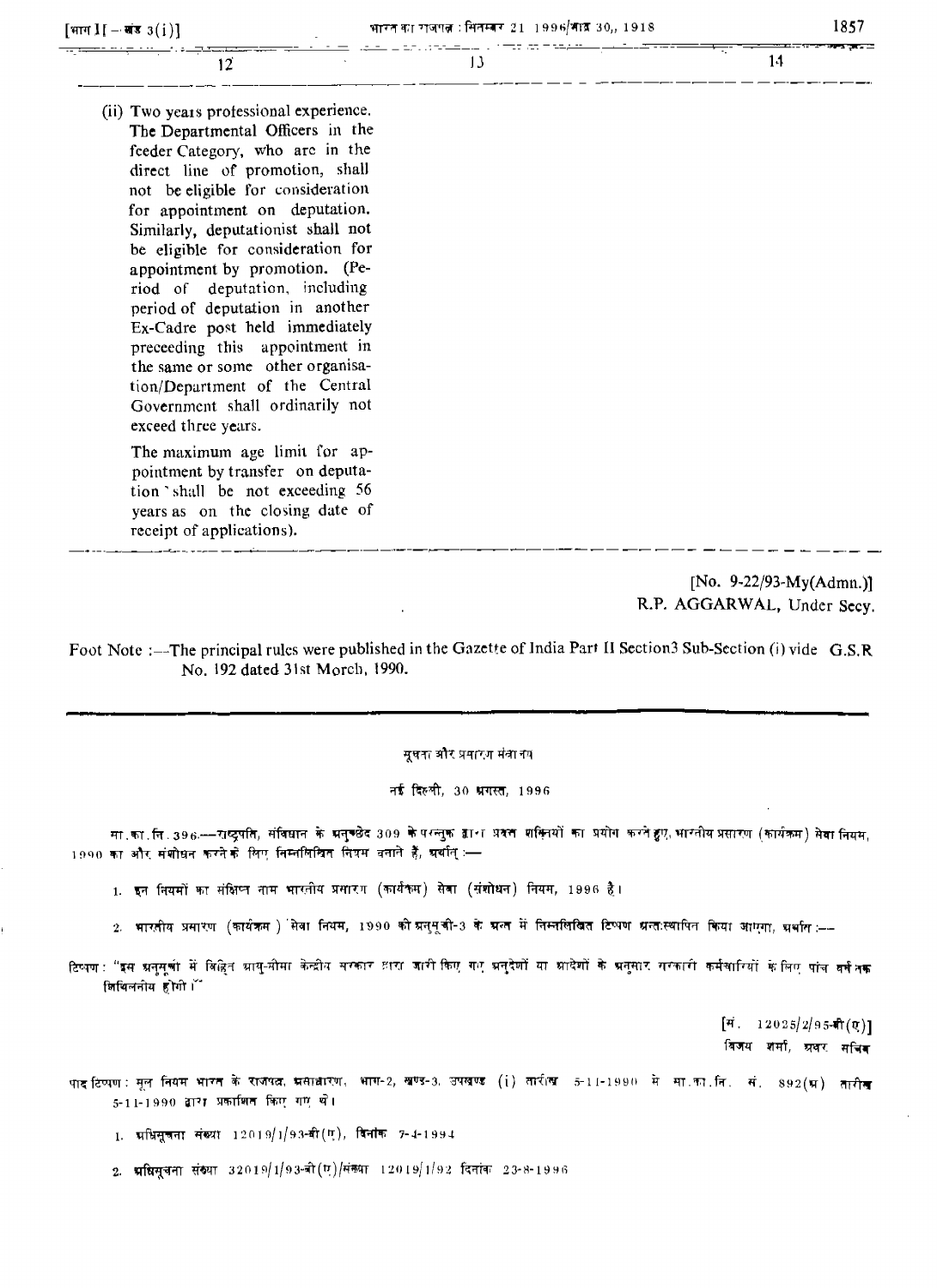| 12 | 13 | 14 |
|---|---|---|
| (ii) Two years professional experience. The Departmental Officers in the feeder Category, who are in the direct line of promotion, shall not be eligible for consideration for appointment on deputation. Similarly, deputationist shall not be eligible for consideration for appointment by promotion. (Period of deputation, including period of deputation in another Ex-Cadre post held immediately preceeding this appointment in the same or some other organisation/Department of the Central Government shall ordinarily not exceed three years. The maximum age limit for appointment by transfer on deputation shall be not exceeding 56 years as on the closing date of receipt of applications). | | |

[No. 9-22/93-My(Admn.)]
R.P. AGGARWAL, Under Secy.

Foot Note :—The principal rules were published in the Gazette of India Part II Section3 Sub-Section (i) vide G.S.R No. 192 dated 31st Morch, 1990.

---

सूचना और प्रसारण मंत्रालय

नई दिल्ली, 30 अगस्त, 1996

सा.का.नि. 396.—राष्ट्रपति, संविधान के अनुच्छेद 309 के परन्तुक द्वारा प्रदत्त शक्तियों का प्रयोग करते हुए, भारतीय प्रसारण (कार्यक्रम) सेवा नियम, 1990 का और संशोधन करने के लिए निम्नलिखित नियम बनाते हैं, अर्थात् :—

1. इन नियमों का संक्षिप्त नाम भारतीय प्रसारण (कार्यक्रम) सेवा (संशोधन) नियम, 1996 है।

2. भारतीय प्रसारण (कार्यक्रम) सेवा नियम, 1990 की अनुसूची-3 के अन्त में निम्नलिखित टिप्पण अन्तःस्थापित किया जाएगा, अर्थात् :—

टिप्पण : "इस अनुसूची में विहित आयु-सीमा केन्द्रीय सरकार द्वारा जारी किए गए अनुदेशों या आदेशों के अनुसार सरकारी कर्मचारियों के लिए पांच वर्ष तक शिथिलनीय होगी।"

[सं. 12025/2/95-बी(ए)]
विजय शर्मा, अवर सचिव

पाद टिप्पण : मूल नियम भारत के राजपत्र, असाधारण, भाग-2, खण्ड-3, उपखण्ड (i) तारीख 5-11-1990 में सा.का.नि. सं. 892(अ) तारीख 5-11-1990 द्वारा प्रकाशित किए गए थे।

1. अधिसूचना संख्या 12019/1/93-बी(ए), दिनांक 7-4-1994

2. अधिसूचना संख्या 32019/1/93-बी(ए)/संख्या 12019/1/92 दिनांक 23-8-1996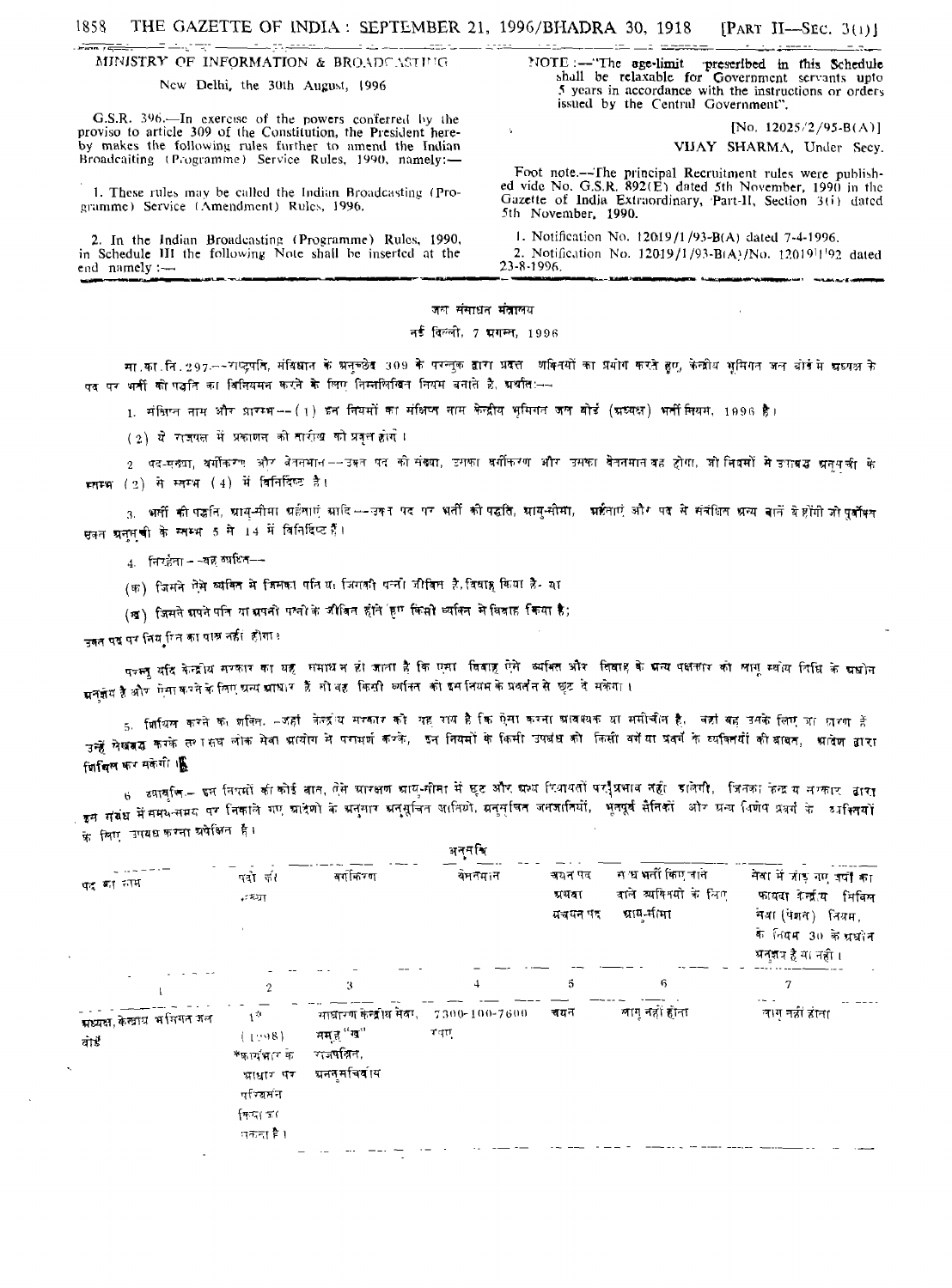MINISTRY OF INFORMATION & BROADCASTING

New Delhi, the 30th August, 1996

G.S.R. 396.—In exercise of the powers conferred by the proviso to article 309 of the Constitution, the President hereby makes the following rules further to amend the Indian Broadcasting (Programme) Service Rules, 1990, namely:—

1. These rules may be called the Indian Broadcasting (Programme) Service (Amendment) Rules, 1996.

2. In the Indian Broadcasting (Programme) Rules, 1990, in Schedule III the following Note shall be inserted at the end namely :—

NOTE :—"The age-limit prescribed in this Schedule shall be relaxable for Government servants upto 5 years in accordance with the instructions or orders issued by the Central Government".

[No. 12025/2/95-B(A)]

VIJAY SHARMA, Under Secy.

Foot note.—The principal Recruitment rules were published vide No. G.S.R. 892(E) dated 5th November, 1990 in the Gazette of India Extraordinary, Part-II, Section 3(i) dated 5th November, 1990.

1. Notification No. 12019/1/93-B(A) dated 7-4-1996.

2. Notification No. 12019/1/93-B(A)/No. 12019/1/92 dated 23-8-1996.

## जल संसाधन मंत्रालय

नई दिल्ली, 7 अगस्त, 1996

सा.का.नि. 297.—राष्ट्रपति, संविधान के अनुच्छेद 309 के परन्तुक द्वारा प्रदत्त शक्तियों का प्रयोग करते हुए, केंद्रीय भूमिगत जल बोर्ड में अध्यक्ष के पद पर भर्ती की पद्धति का विनियमन करने के लिए निम्नलिखित नियम बनाते हैं, अर्थात्:—

1. संक्षिप्त नाम और प्रारम्भ—(1) इन नियमों का संक्षिप्त नाम केन्द्रीय भूमिगत जल बोर्ड (अध्यक्ष) भर्ती नियम, 1996 है।

(2) ये राजपत्र में प्रकाशन की तारीख को प्रवृत्त होंगे।

2. पद-संख्या, वर्गीकरण और वेतनमान—उक्त पद की संख्या, उसका वर्गीकरण और उसका वेतनमान वह होगा, जो नियमों से उपाबद्ध अनुसूची के स्तम्भ (2) से स्तम्भ (4) में विनिर्दिष्ट है।

3. भर्ती की पद्धति, आयु-सीमा, अर्हताएं आदि—उक्त पद पर भर्ती की पद्धति, आयु-सीमा, अर्हताएं और पद से संबंधित अन्य बातें वे होंगी जो पूर्वोक्त उक्त अनुसूची के स्तम्भ 5 से 14 में विनिर्दिष्ट हैं।

4. निरर्हता—वह व्यक्ति—

(क) जिसने ऐसे व्यक्ति से जिसका पति या जिसकी पत्नी जीवित है, विवाह किया है, या

(ख) जिसने अपने पति या अपनी पत्नी के जीवित होते हुए किसी व्यक्ति से विवाह किया है;

उक्त पद पर नियुक्ति का पात्र नहीं होगा।

परन्तु यदि केन्द्रीय सरकार का यह समाधान हो जाता है कि ऐसा विवाह ऐसे व्यक्ति और विवाह के अन्य पक्षकार को लागू स्वीय विधि के अधीन अनुज्ञेय है और ऐसा करने के लिए अन्य आधार हैं तो वह किसी व्यक्ति को इस नियम के प्रवर्तन से छूट दे सकेगा।

5. शिथिल करने की शक्ति.—जहां केन्द्रीय सरकार की यह राय है कि ऐसा करना आवश्यक या समीचीन है, वहां वह उसके लिए जो कारण है उन्हें लेखबद्ध करके तथा संघ लोक सेवा आयोग से परामर्श करके, इन नियमों के किसी उपबंध को किसी वर्ग या प्रवर्ग के व्यक्तियों की बाबत, आदेश द्वारा शिथिल कर सकेगी।

6. व्यावृत्ति.—इन नियमों की कोई बात, ऐसे आरक्षण आयु-सीमा में छूट और अन्य रियायतों पर प्रभाव नहीं डालेगी, जिनका केन्द्रीय सरकार द्वारा इस संबंध में समय-समय पर निकाले गए आदेशों के अनुसार अनुसूचित जातियों, अनुसूचित जनजातियों, भूतपूर्व सैनिकों और अन्य विशेष प्रवर्ग के व्यक्तियों के लिए उपबंध करना अपेक्षित है।

अनुसूची

| पद का नाम | पदों की संख्या | वर्गीकरण | वेतनमान | चयन पद अथवा अचयन पद | सीधे भर्ती किए जाने वाले व्यक्तियों के लिए आयु-सीमा | सेवा में जोड़े गए वर्षों का फायदा केन्द्रीय सिविल सेवा (पेंशन) नियम, के नियम 30 के अधीन अनुज्ञेय है या नहीं। |
|---|---|---|---|---|---|---|
| 1 | 2 | 3 | 4 | 5 | 6 | 7 |
| अध्यक्ष, केन्द्रीय भूमिगत जल बोर्ड | 1* (1998) *कार्यभार के आधार पर परिवर्तन किया जा सकता है। | साधारण केन्द्रीय सेवा, समूह "क" राजपत्रित, अननुसचिवीय | 7300-100-7600 रुपए | चयन | लागू नहीं होता | लागू नहीं होता |